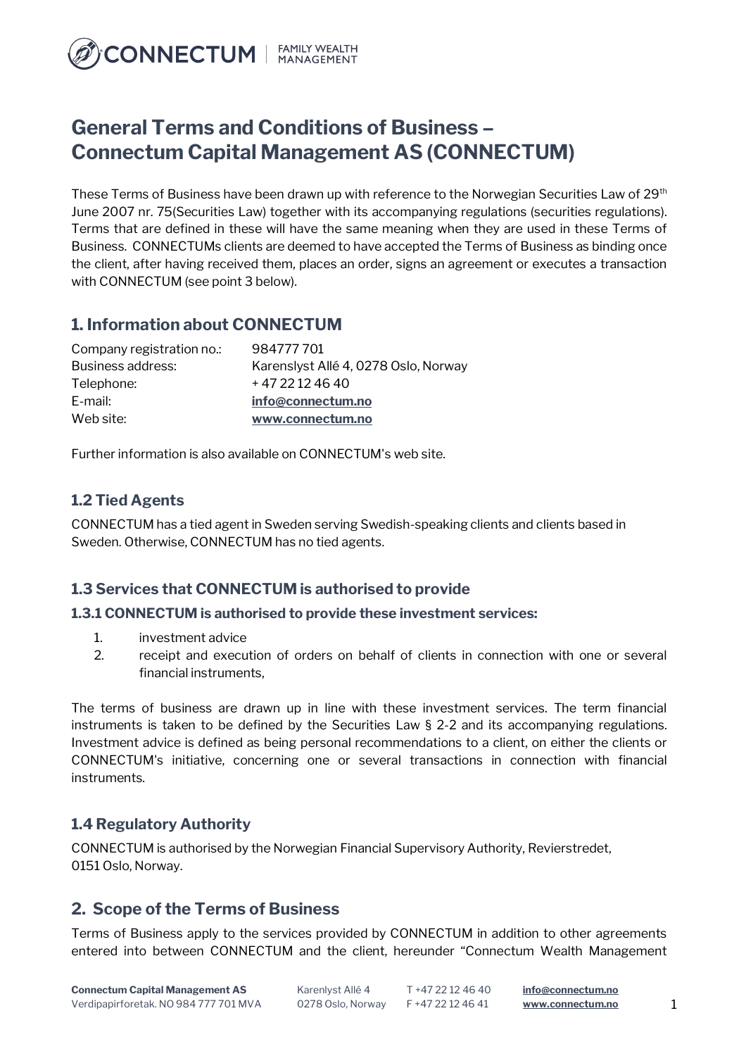# General Terms and Conditions of Business – Connectum Capital Management AS (CONNECTUM)

These Terms of Business have been drawn up with reference to the Norwegian Securities Law of 29th June 2007 nr. 75(Securities Law) together with its accompanying regulations (securities regulations). Terms that are defined in these will have the same meaning when they are used in these Terms of Business. CONNECTUMs clients are deemed to have accepted the Terms of Business as binding once the client, after having received them, places an order, signs an agreement or executes a transaction with CONNECTUM (see point 3 below).

## 1. Information about CONNECTUM

| | |
|---|---|
| Company registration no.: | 984777 701 |
| Business address: | Karenslyst Allé 4, 0278 Oslo, Norway |
| Telephone: | + 47 22 12 46 40 |
| E-mail: | **info@connectum.no** |
| Web site: | **www.connectum.no** |

Further information is also available on CONNECTUM's web site.

### 1.2 Tied Agents

CONNECTUM has a tied agent in Sweden serving Swedish-speaking clients and clients based in Sweden. Otherwise, CONNECTUM has no tied agents.

### 1.3 Services that CONNECTUM is authorised to provide

#### 1.3.1 CONNECTUM is authorised to provide these investment services:

1. investment advice
2. receipt and execution of orders on behalf of clients in connection with one or several financial instruments,

The terms of business are drawn up in line with these investment services. The term financial instruments is taken to be defined by the Securities Law § 2-2 and its accompanying regulations. Investment advice is defined as being personal recommendations to a client, on either the clients or CONNECTUM's initiative, concerning one or several transactions in connection with financial instruments.

### 1.4 Regulatory Authority

CONNECTUM is authorised by the Norwegian Financial Supervisory Authority, Revierstredet, 0151 Oslo, Norway.

## 2. Scope of the Terms of Business

Terms of Business apply to the services provided by CONNECTUM in addition to other agreements entered into between CONNECTUM and the client, hereunder "Connectum Wealth Management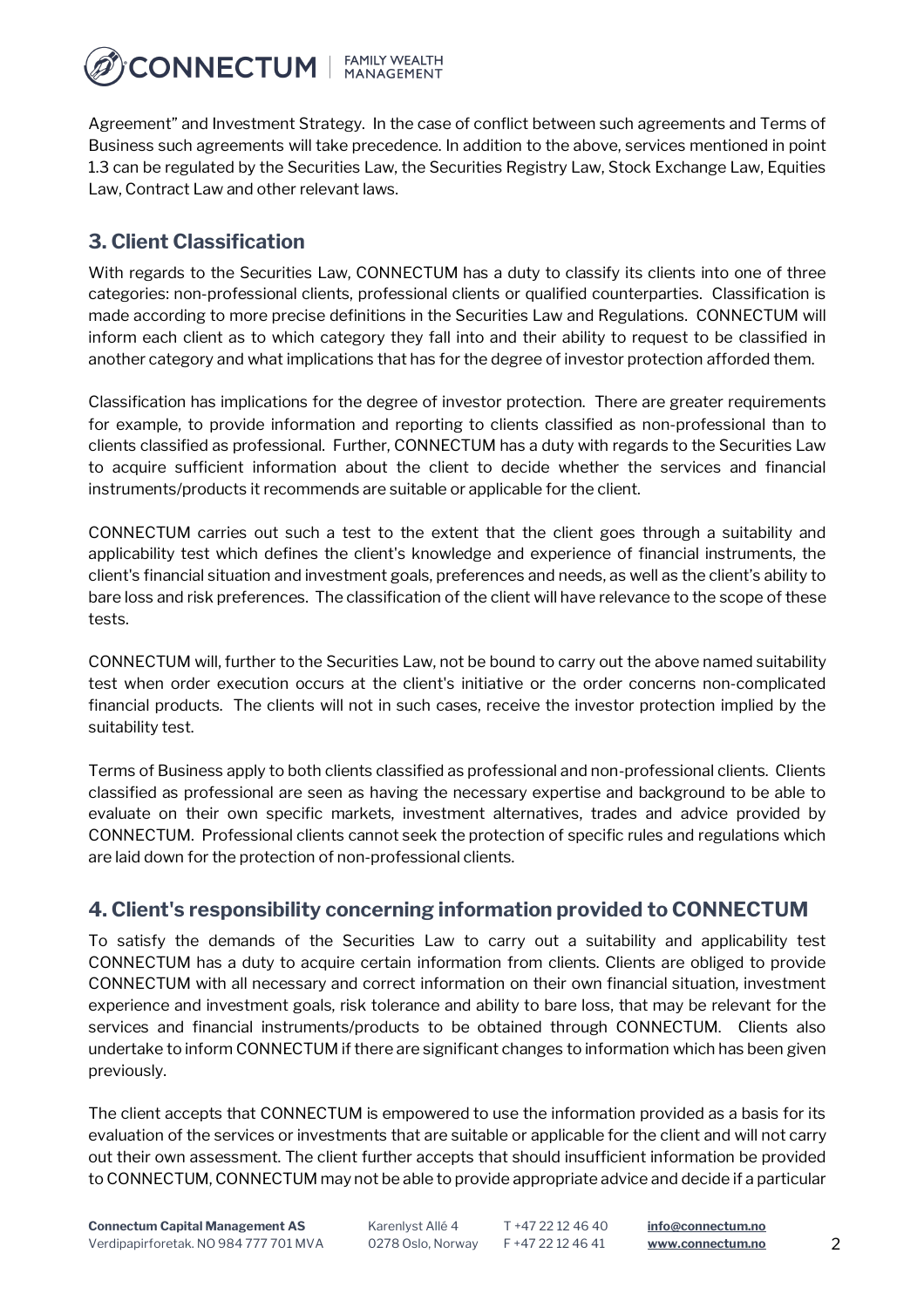Agreement" and Investment Strategy. In the case of conflict between such agreements and Terms of Business such agreements will take precedence. In addition to the above, services mentioned in point 1.3 can be regulated by the Securities Law, the Securities Registry Law, Stock Exchange Law, Equities Law, Contract Law and other relevant laws.

## 3. Client Classification

With regards to the Securities Law, CONNECTUM has a duty to classify its clients into one of three categories: non-professional clients, professional clients or qualified counterparties. Classification is made according to more precise definitions in the Securities Law and Regulations. CONNECTUM will inform each client as to which category they fall into and their ability to request to be classified in another category and what implications that has for the degree of investor protection afforded them.

Classification has implications for the degree of investor protection. There are greater requirements for example, to provide information and reporting to clients classified as non-professional than to clients classified as professional. Further, CONNECTUM has a duty with regards to the Securities Law to acquire sufficient information about the client to decide whether the services and financial instruments/products it recommends are suitable or applicable for the client.

CONNECTUM carries out such a test to the extent that the client goes through a suitability and applicability test which defines the client's knowledge and experience of financial instruments, the client's financial situation and investment goals, preferences and needs, as well as the client's ability to bare loss and risk preferences. The classification of the client will have relevance to the scope of these tests.

CONNECTUM will, further to the Securities Law, not be bound to carry out the above named suitability test when order execution occurs at the client's initiative or the order concerns non-complicated financial products. The clients will not in such cases, receive the investor protection implied by the suitability test.

Terms of Business apply to both clients classified as professional and non-professional clients. Clients classified as professional are seen as having the necessary expertise and background to be able to evaluate on their own specific markets, investment alternatives, trades and advice provided by CONNECTUM. Professional clients cannot seek the protection of specific rules and regulations which are laid down for the protection of non-professional clients.

## 4. Client's responsibility concerning information provided to CONNECTUM

To satisfy the demands of the Securities Law to carry out a suitability and applicability test CONNECTUM has a duty to acquire certain information from clients. Clients are obliged to provide CONNECTUM with all necessary and correct information on their own financial situation, investment experience and investment goals, risk tolerance and ability to bare loss, that may be relevant for the services and financial instruments/products to be obtained through CONNECTUM. Clients also undertake to inform CONNECTUM if there are significant changes to information which has been given previously.

The client accepts that CONNECTUM is empowered to use the information provided as a basis for its evaluation of the services or investments that are suitable or applicable for the client and will not carry out their own assessment. The client further accepts that should insufficient information be provided to CONNECTUM, CONNECTUM may not be able to provide appropriate advice and decide if a particular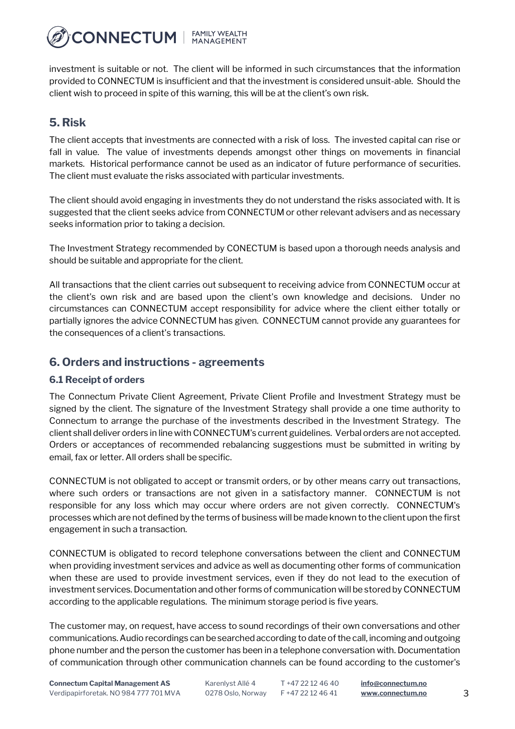investment is suitable or not. The client will be informed in such circumstances that the information provided to CONNECTUM is insufficient and that the investment is considered unsuit-able. Should the client wish to proceed in spite of this warning, this will be at the client's own risk.

## 5. Risk

The client accepts that investments are connected with a risk of loss. The invested capital can rise or fall in value. The value of investments depends amongst other things on movements in financial markets. Historical performance cannot be used as an indicator of future performance of securities. The client must evaluate the risks associated with particular investments.

The client should avoid engaging in investments they do not understand the risks associated with. It is suggested that the client seeks advice from CONNECTUM or other relevant advisers and as necessary seeks information prior to taking a decision.

The Investment Strategy recommended by CONECTUM is based upon a thorough needs analysis and should be suitable and appropriate for the client.

All transactions that the client carries out subsequent to receiving advice from CONNECTUM occur at the client's own risk and are based upon the client's own knowledge and decisions. Under no circumstances can CONNECTUM accept responsibility for advice where the client either totally or partially ignores the advice CONNECTUM has given. CONNECTUM cannot provide any guarantees for the consequences of a client's transactions.

## 6. Orders and instructions - agreements

### 6.1 Receipt of orders

The Connectum Private Client Agreement, Private Client Profile and Investment Strategy must be signed by the client. The signature of the Investment Strategy shall provide a one time authority to Connectum to arrange the purchase of the investments described in the Investment Strategy. The client shall deliver orders in line with CONNECTUM's current guidelines. Verbal orders are not accepted. Orders or acceptances of recommended rebalancing suggestions must be submitted in writing by email, fax or letter. All orders shall be specific.

CONNECTUM is not obligated to accept or transmit orders, or by other means carry out transactions, where such orders or transactions are not given in a satisfactory manner. CONNECTUM is not responsible for any loss which may occur where orders are not given correctly. CONNECTUM's processes which are not defined by the terms of business will be made known to the client upon the first engagement in such a transaction.

CONNECTUM is obligated to record telephone conversations between the client and CONNECTUM when providing investment services and advice as well as documenting other forms of communication when these are used to provide investment services, even if they do not lead to the execution of investment services. Documentation and other forms of communication will be stored by CONNECTUM according to the applicable regulations. The minimum storage period is five years.

The customer may, on request, have access to sound recordings of their own conversations and other communications. Audio recordings can be searched according to date of the call, incoming and outgoing phone number and the person the customer has been in a telephone conversation with. Documentation of communication through other communication channels can be found according to the customer's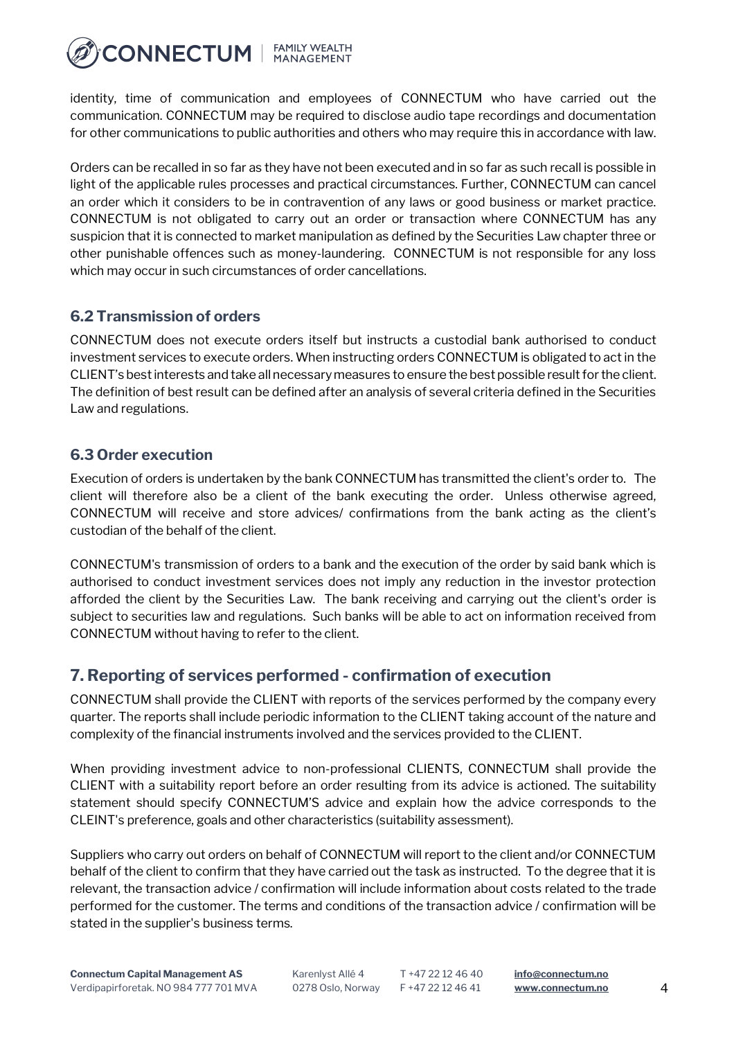identity, time of communication and employees of CONNECTUM who have carried out the communication. CONNECTUM may be required to disclose audio tape recordings and documentation for other communications to public authorities and others who may require this in accordance with law.

Orders can be recalled in so far as they have not been executed and in so far as such recall is possible in light of the applicable rules processes and practical circumstances. Further, CONNECTUM can cancel an order which it considers to be in contravention of any laws or good business or market practice. CONNECTUM is not obligated to carry out an order or transaction where CONNECTUM has any suspicion that it is connected to market manipulation as defined by the Securities Law chapter three or other punishable offences such as money-laundering. CONNECTUM is not responsible for any loss which may occur in such circumstances of order cancellations.

### 6.2 Transmission of orders

CONNECTUM does not execute orders itself but instructs a custodial bank authorised to conduct investment services to execute orders. When instructing orders CONNECTUM is obligated to act in the CLIENT's best interests and take all necessary measures to ensure the best possible result for the client. The definition of best result can be defined after an analysis of several criteria defined in the Securities Law and regulations.

### 6.3 Order execution

Execution of orders is undertaken by the bank CONNECTUM has transmitted the client's order to. The client will therefore also be a client of the bank executing the order. Unless otherwise agreed, CONNECTUM will receive and store advices/ confirmations from the bank acting as the client's custodian of the behalf of the client.

CONNECTUM's transmission of orders to a bank and the execution of the order by said bank which is authorised to conduct investment services does not imply any reduction in the investor protection afforded the client by the Securities Law. The bank receiving and carrying out the client's order is subject to securities law and regulations. Such banks will be able to act on information received from CONNECTUM without having to refer to the client.

## 7. Reporting of services performed - confirmation of execution

CONNECTUM shall provide the CLIENT with reports of the services performed by the company every quarter. The reports shall include periodic information to the CLIENT taking account of the nature and complexity of the financial instruments involved and the services provided to the CLIENT.

When providing investment advice to non-professional CLIENTS, CONNECTUM shall provide the CLIENT with a suitability report before an order resulting from its advice is actioned. The suitability statement should specify CONNECTUM'S advice and explain how the advice corresponds to the CLEINT's preference, goals and other characteristics (suitability assessment).

Suppliers who carry out orders on behalf of CONNECTUM will report to the client and/or CONNECTUM behalf of the client to confirm that they have carried out the task as instructed. To the degree that it is relevant, the transaction advice / confirmation will include information about costs related to the trade performed for the customer. The terms and conditions of the transaction advice / confirmation will be stated in the supplier's business terms.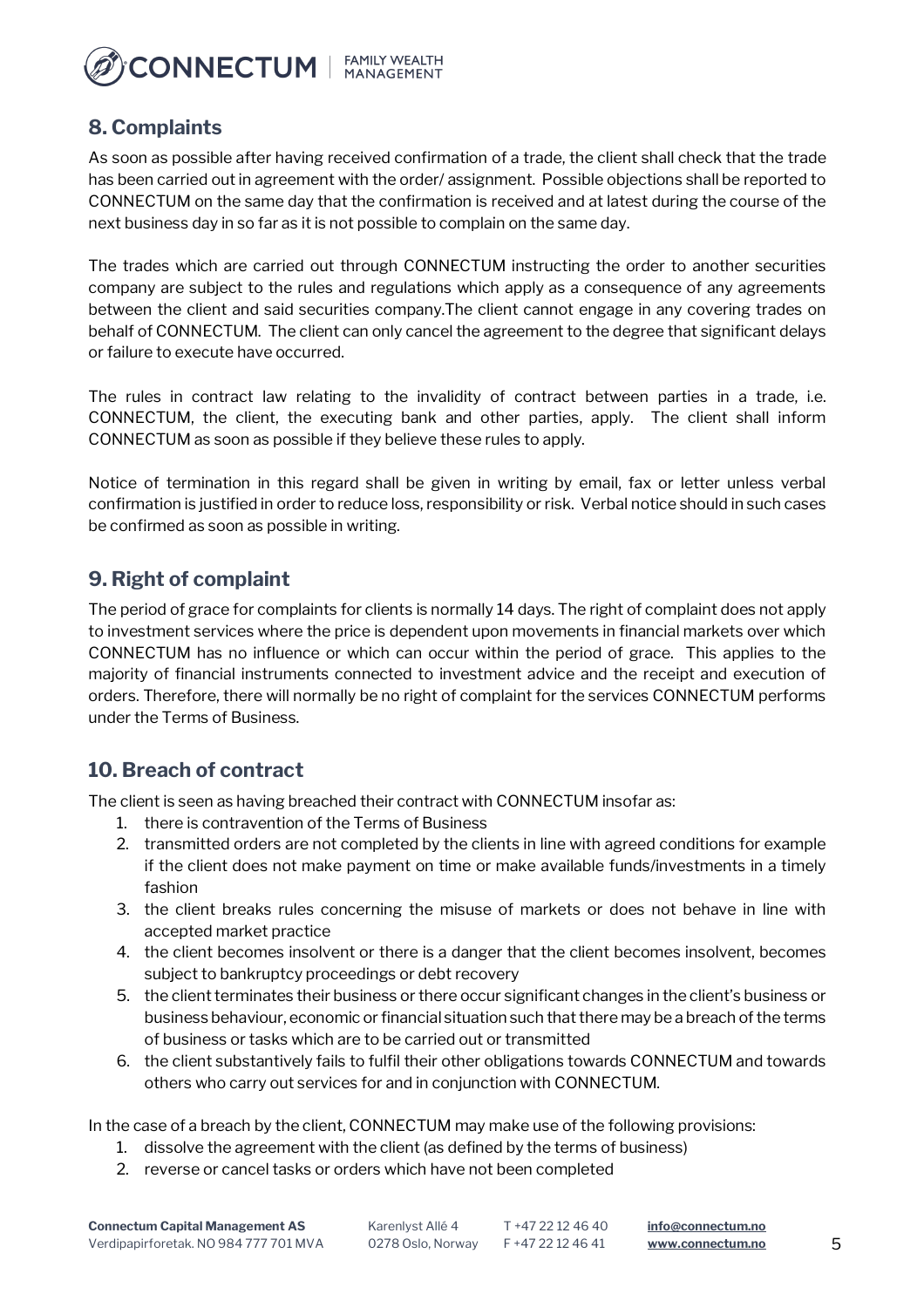## 8. Complaints

As soon as possible after having received confirmation of a trade, the client shall check that the trade has been carried out in agreement with the order/ assignment. Possible objections shall be reported to CONNECTUM on the same day that the confirmation is received and at latest during the course of the next business day in so far as it is not possible to complain on the same day.

The trades which are carried out through CONNECTUM instructing the order to another securities company are subject to the rules and regulations which apply as a consequence of any agreements between the client and said securities company.The client cannot engage in any covering trades on behalf of CONNECTUM. The client can only cancel the agreement to the degree that significant delays or failure to execute have occurred.

The rules in contract law relating to the invalidity of contract between parties in a trade, i.e. CONNECTUM, the client, the executing bank and other parties, apply. The client shall inform CONNECTUM as soon as possible if they believe these rules to apply.

Notice of termination in this regard shall be given in writing by email, fax or letter unless verbal confirmation is justified in order to reduce loss, responsibility or risk. Verbal notice should in such cases be confirmed as soon as possible in writing.

## 9. Right of complaint

The period of grace for complaints for clients is normally 14 days. The right of complaint does not apply to investment services where the price is dependent upon movements in financial markets over which CONNECTUM has no influence or which can occur within the period of grace. This applies to the majority of financial instruments connected to investment advice and the receipt and execution of orders. Therefore, there will normally be no right of complaint for the services CONNECTUM performs under the Terms of Business.

## 10. Breach of contract

The client is seen as having breached their contract with CONNECTUM insofar as:

1. there is contravention of the Terms of Business
2. transmitted orders are not completed by the clients in line with agreed conditions for example if the client does not make payment on time or make available funds/investments in a timely fashion
3. the client breaks rules concerning the misuse of markets or does not behave in line with accepted market practice
4. the client becomes insolvent or there is a danger that the client becomes insolvent, becomes subject to bankruptcy proceedings or debt recovery
5. the client terminates their business or there occur significant changes in the client's business or business behaviour, economic or financial situation such that there may be a breach of the terms of business or tasks which are to be carried out or transmitted
6. the client substantively fails to fulfil their other obligations towards CONNECTUM and towards others who carry out services for and in conjunction with CONNECTUM.

In the case of a breach by the client, CONNECTUM may make use of the following provisions:

1. dissolve the agreement with the client (as defined by the terms of business)
2. reverse or cancel tasks or orders which have not been completed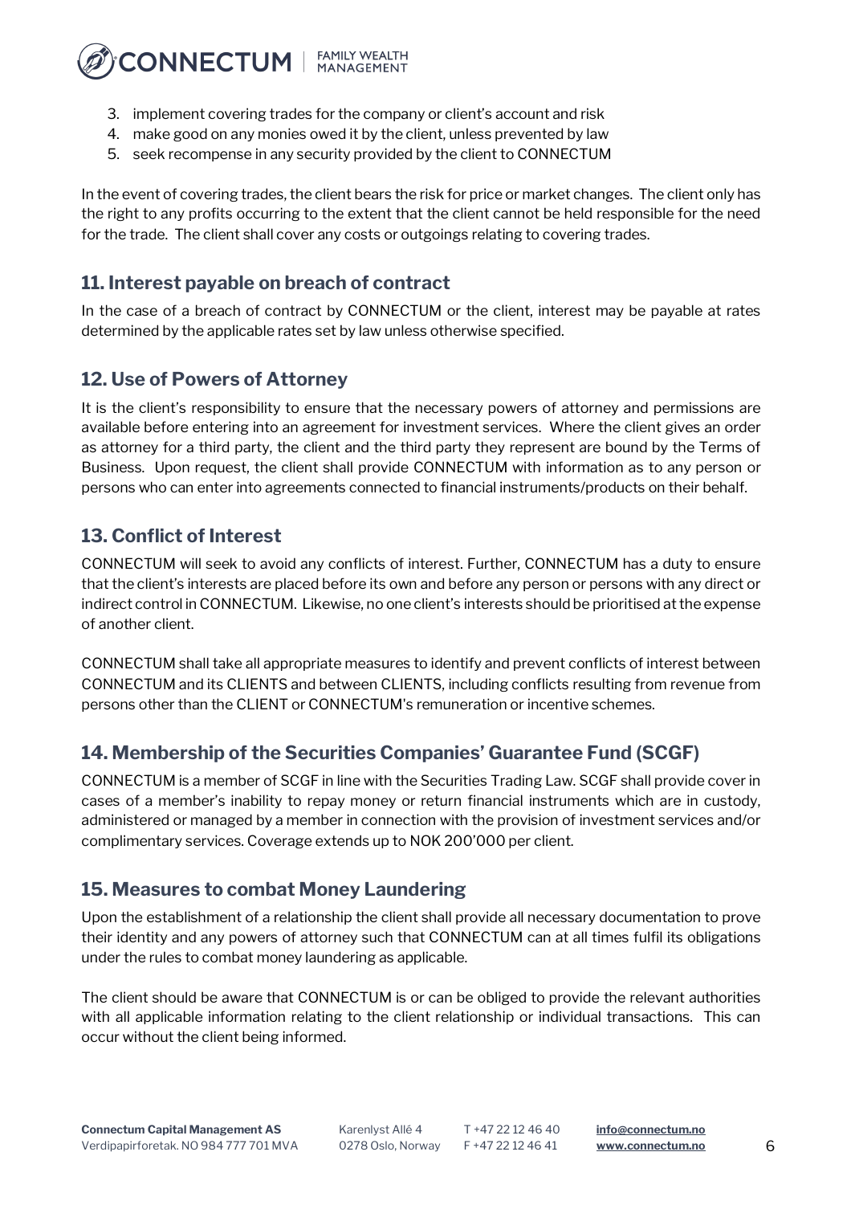3. implement covering trades for the company or client's account and risk
4. make good on any monies owed it by the client, unless prevented by law
5. seek recompense in any security provided by the client to CONNECTUM

In the event of covering trades, the client bears the risk for price or market changes. The client only has the right to any profits occurring to the extent that the client cannot be held responsible for the need for the trade. The client shall cover any costs or outgoings relating to covering trades.

## 11. Interest payable on breach of contract

In the case of a breach of contract by CONNECTUM or the client, interest may be payable at rates determined by the applicable rates set by law unless otherwise specified.

## 12. Use of Powers of Attorney

It is the client's responsibility to ensure that the necessary powers of attorney and permissions are available before entering into an agreement for investment services. Where the client gives an order as attorney for a third party, the client and the third party they represent are bound by the Terms of Business. Upon request, the client shall provide CONNECTUM with information as to any person or persons who can enter into agreements connected to financial instruments/products on their behalf.

## 13. Conflict of Interest

CONNECTUM will seek to avoid any conflicts of interest. Further, CONNECTUM has a duty to ensure that the client's interests are placed before its own and before any person or persons with any direct or indirect control in CONNECTUM. Likewise, no one client's interests should be prioritised at the expense of another client.

CONNECTUM shall take all appropriate measures to identify and prevent conflicts of interest between CONNECTUM and its CLIENTS and between CLIENTS, including conflicts resulting from revenue from persons other than the CLIENT or CONNECTUM's remuneration or incentive schemes.

## 14. Membership of the Securities Companies' Guarantee Fund (SCGF)

CONNECTUM is a member of SCGF in line with the Securities Trading Law. SCGF shall provide cover in cases of a member's inability to repay money or return financial instruments which are in custody, administered or managed by a member in connection with the provision of investment services and/or complimentary services. Coverage extends up to NOK 200'000 per client.

## 15. Measures to combat Money Laundering

Upon the establishment of a relationship the client shall provide all necessary documentation to prove their identity and any powers of attorney such that CONNECTUM can at all times fulfil its obligations under the rules to combat money laundering as applicable.

The client should be aware that CONNECTUM is or can be obliged to provide the relevant authorities with all applicable information relating to the client relationship or individual transactions. This can occur without the client being informed.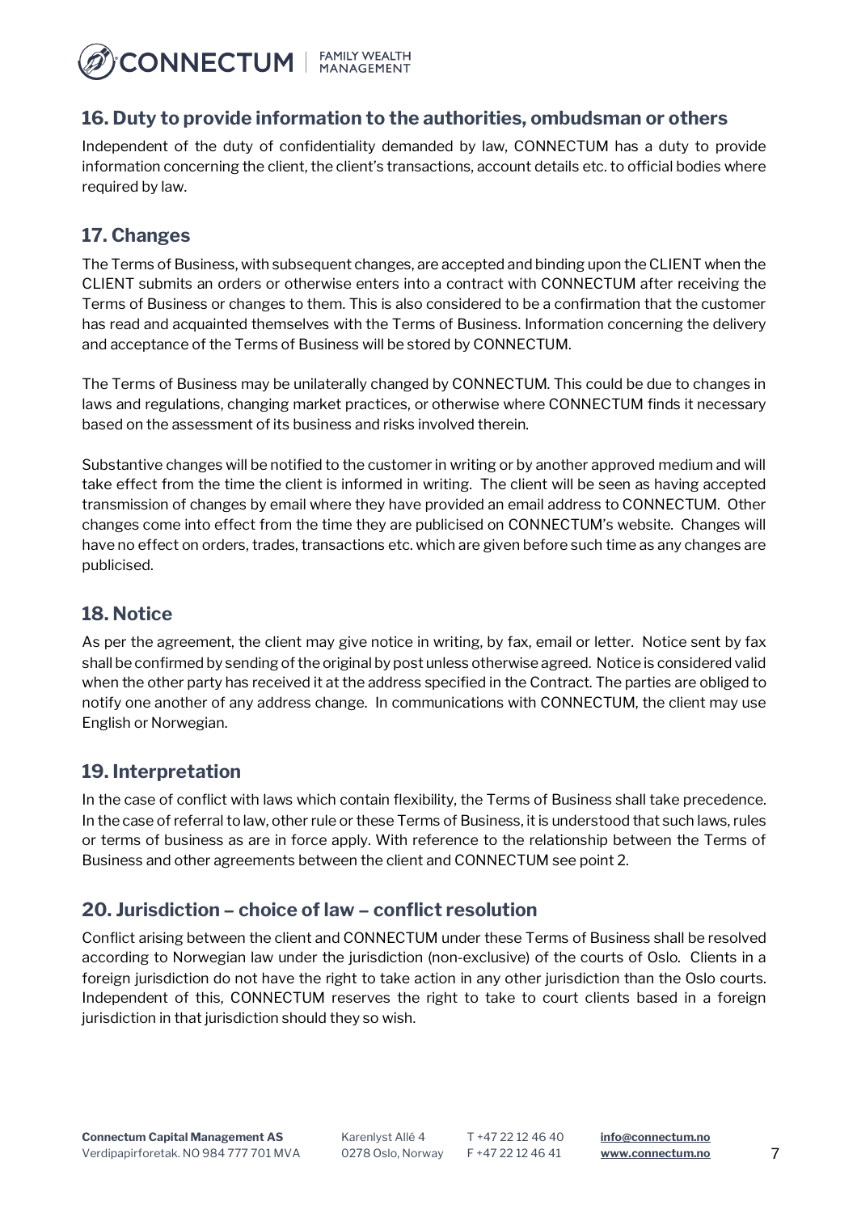## 16. Duty to provide information to the authorities, ombudsman or others

Independent of the duty of confidentiality demanded by law, CONNECTUM has a duty to provide information concerning the client, the client's transactions, account details etc. to official bodies where required by law.

## 17. Changes

The Terms of Business, with subsequent changes, are accepted and binding upon the CLIENT when the CLIENT submits an orders or otherwise enters into a contract with CONNECTUM after receiving the Terms of Business or changes to them. This is also considered to be a confirmation that the customer has read and acquainted themselves with the Terms of Business. Information concerning the delivery and acceptance of the Terms of Business will be stored by CONNECTUM.

The Terms of Business may be unilaterally changed by CONNECTUM. This could be due to changes in laws and regulations, changing market practices, or otherwise where CONNECTUM finds it necessary based on the assessment of its business and risks involved therein.

Substantive changes will be notified to the customer in writing or by another approved medium and will take effect from the time the client is informed in writing. The client will be seen as having accepted transmission of changes by email where they have provided an email address to CONNECTUM. Other changes come into effect from the time they are publicised on CONNECTUM's website. Changes will have no effect on orders, trades, transactions etc. which are given before such time as any changes are publicised.

## 18. Notice

As per the agreement, the client may give notice in writing, by fax, email or letter. Notice sent by fax shall be confirmed by sending of the original by post unless otherwise agreed. Notice is considered valid when the other party has received it at the address specified in the Contract. The parties are obliged to notify one another of any address change. In communications with CONNECTUM, the client may use English or Norwegian.

## 19. Interpretation

In the case of conflict with laws which contain flexibility, the Terms of Business shall take precedence. In the case of referral to law, other rule or these Terms of Business, it is understood that such laws, rules or terms of business as are in force apply. With reference to the relationship between the Terms of Business and other agreements between the client and CONNECTUM see point 2.

## 20. Jurisdiction – choice of law – conflict resolution

Conflict arising between the client and CONNECTUM under these Terms of Business shall be resolved according to Norwegian law under the jurisdiction (non-exclusive) of the courts of Oslo. Clients in a foreign jurisdiction do not have the right to take action in any other jurisdiction than the Oslo courts. Independent of this, CONNECTUM reserves the right to take to court clients based in a foreign jurisdiction in that jurisdiction should they so wish.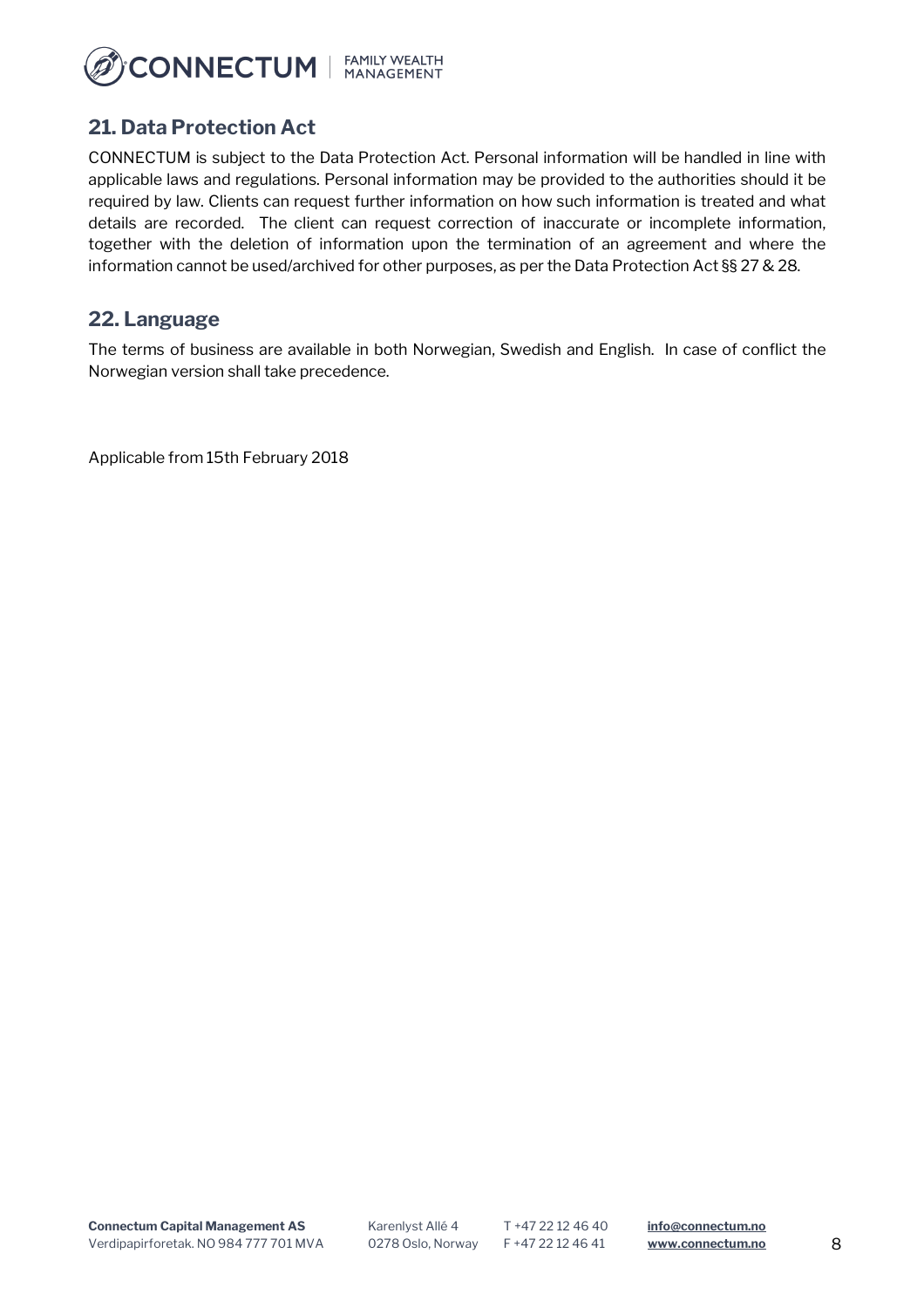## 21. Data Protection Act

CONNECTUM is subject to the Data Protection Act. Personal information will be handled in line with applicable laws and regulations. Personal information may be provided to the authorities should it be required by law. Clients can request further information on how such information is treated and what details are recorded. The client can request correction of inaccurate or incomplete information, together with the deletion of information upon the termination of an agreement and where the information cannot be used/archived for other purposes, as per the Data Protection Act §§ 27 & 28.

## 22. Language

The terms of business are available in both Norwegian, Swedish and English. In case of conflict the Norwegian version shall take precedence.

Applicable from 15th February 2018